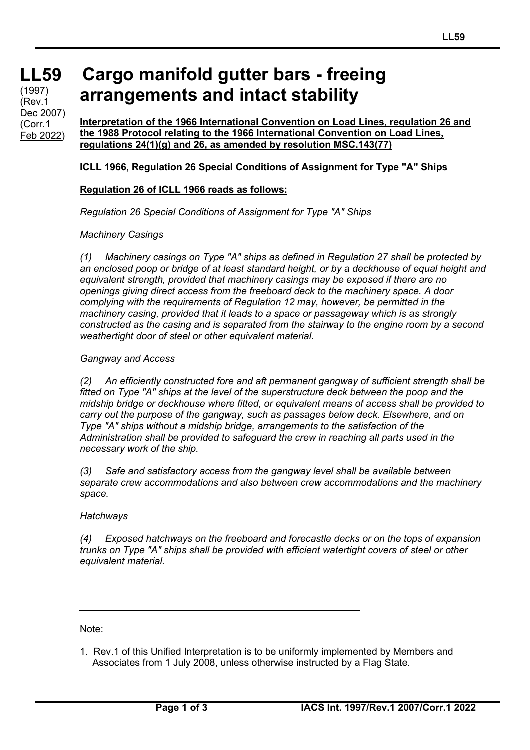# LL59

(1997)
(Rev.1 Dec 2007)
(Corr.1 Feb 2022)

# Cargo manifold gutter bars - freeing arrangements and intact stability

**Interpretation of the 1966 International Convention on Load Lines, regulation 26 and the 1988 Protocol relating to the 1966 International Convention on Load Lines, regulations 24(1)(g) and 26, as amended by resolution MSC.143(77)**

**~~ICLL 1966, Regulation 26 Special Conditions of Assignment for Type "A" Ships~~**

**Regulation 26 of ICLL 1966 reads as follows:**

*Regulation 26 Special Conditions of Assignment for Type "A" Ships*

*Machinery Casings*

*(1) Machinery casings on Type "A" ships as defined in Regulation 27 shall be protected by an enclosed poop or bridge of at least standard height, or by a deckhouse of equal height and equivalent strength, provided that machinery casings may be exposed if there are no openings giving direct access from the freeboard deck to the machinery space. A door complying with the requirements of Regulation 12 may, however, be permitted in the machinery casing, provided that it leads to a space or passageway which is as strongly constructed as the casing and is separated from the stairway to the engine room by a second weathertight door of steel or other equivalent material.*

*Gangway and Access*

*(2) An efficiently constructed fore and aft permanent gangway of sufficient strength shall be fitted on Type "A" ships at the level of the superstructure deck between the poop and the midship bridge or deckhouse where fitted, or equivalent means of access shall be provided to carry out the purpose of the gangway, such as passages below deck. Elsewhere, and on Type "A" ships without a midship bridge, arrangements to the satisfaction of the Administration shall be provided to safeguard the crew in reaching all parts used in the necessary work of the ship.*

*(3) Safe and satisfactory access from the gangway level shall be available between separate crew accommodations and also between crew accommodations and the machinery space.*

*Hatchways*

*(4) Exposed hatchways on the freeboard and forecastle decks or on the tops of expansion trunks on Type "A" ships shall be provided with efficient watertight covers of steel or other equivalent material.*

---

Note:

1. Rev.1 of this Unified Interpretation is to be uniformly implemented by Members and Associates from 1 July 2008, unless otherwise instructed by a Flag State.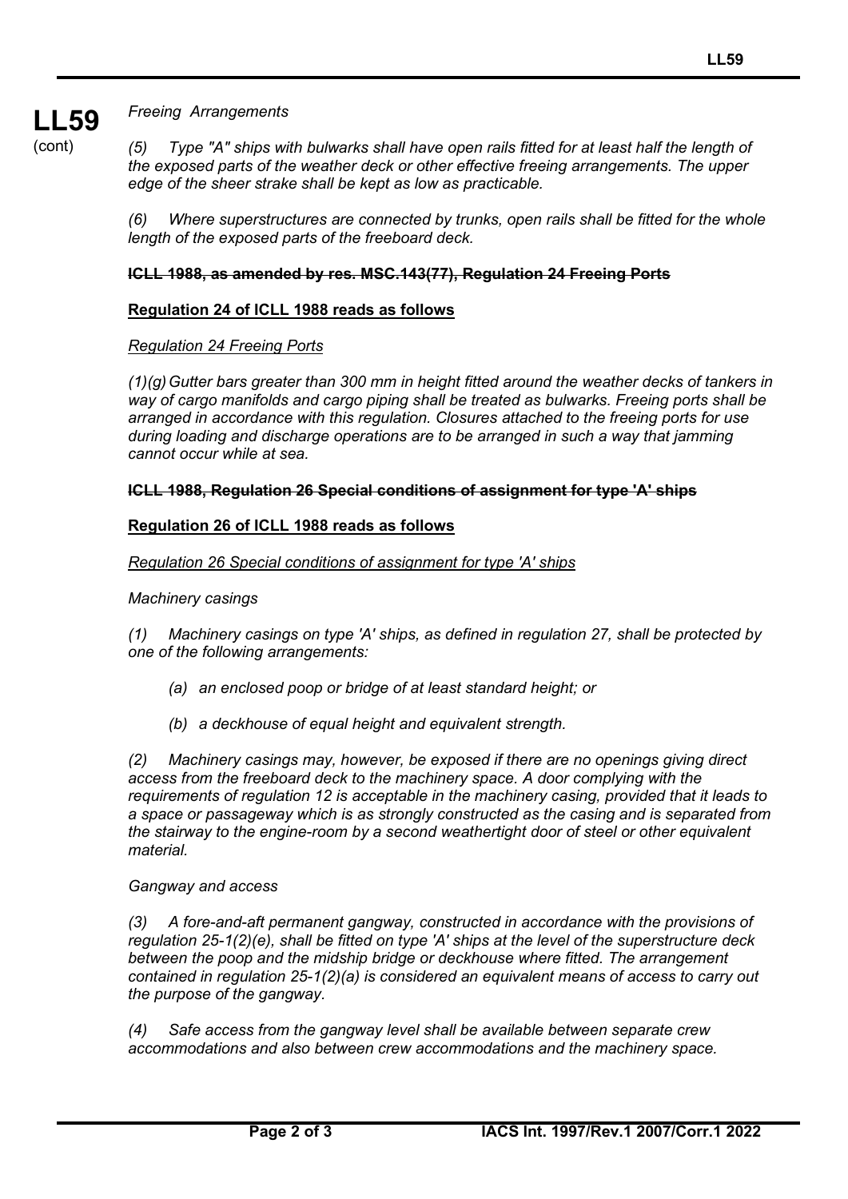**LL59** (cont)

*Freeing Arrangements*

*(5) Type "A" ships with bulwarks shall have open rails fitted for at least half the length of the exposed parts of the weather deck or other effective freeing arrangements. The upper edge of the sheer strake shall be kept as low as practicable.*

*(6) Where superstructures are connected by trunks, open rails shall be fitted for the whole length of the exposed parts of the freeboard deck.*

~~**ICLL 1988, as amended by res. MSC.143(77), Regulation 24 Freeing Ports**~~

<u>**Regulation 24 of ICLL 1988 reads as follows**</u>

<u>*Regulation 24 Freeing Ports*</u>

*(1)(g) Gutter bars greater than 300 mm in height fitted around the weather decks of tankers in way of cargo manifolds and cargo piping shall be treated as bulwarks. Freeing ports shall be arranged in accordance with this regulation. Closures attached to the freeing ports for use during loading and discharge operations are to be arranged in such a way that jamming cannot occur while at sea.*

~~**ICLL 1988, Regulation 26 Special conditions of assignment for type 'A' ships**~~

<u>**Regulation 26 of ICLL 1988 reads as follows**</u>

<u>*Regulation 26 Special conditions of assignment for type 'A' ships*</u>

*Machinery casings*

*(1) Machinery casings on type 'A' ships, as defined in regulation 27, shall be protected by one of the following arrangements:*

- *(a) an enclosed poop or bridge of at least standard height; or*
- *(b) a deckhouse of equal height and equivalent strength.*

*(2) Machinery casings may, however, be exposed if there are no openings giving direct access from the freeboard deck to the machinery space. A door complying with the requirements of regulation 12 is acceptable in the machinery casing, provided that it leads to a space or passageway which is as strongly constructed as the casing and is separated from the stairway to the engine-room by a second weathertight door of steel or other equivalent material.*

*Gangway and access*

*(3) A fore-and-aft permanent gangway, constructed in accordance with the provisions of regulation 25-1(2)(e), shall be fitted on type 'A' ships at the level of the superstructure deck between the poop and the midship bridge or deckhouse where fitted. The arrangement contained in regulation 25-1(2)(a) is considered an equivalent means of access to carry out the purpose of the gangway.*

*(4) Safe access from the gangway level shall be available between separate crew accommodations and also between crew accommodations and the machinery space.*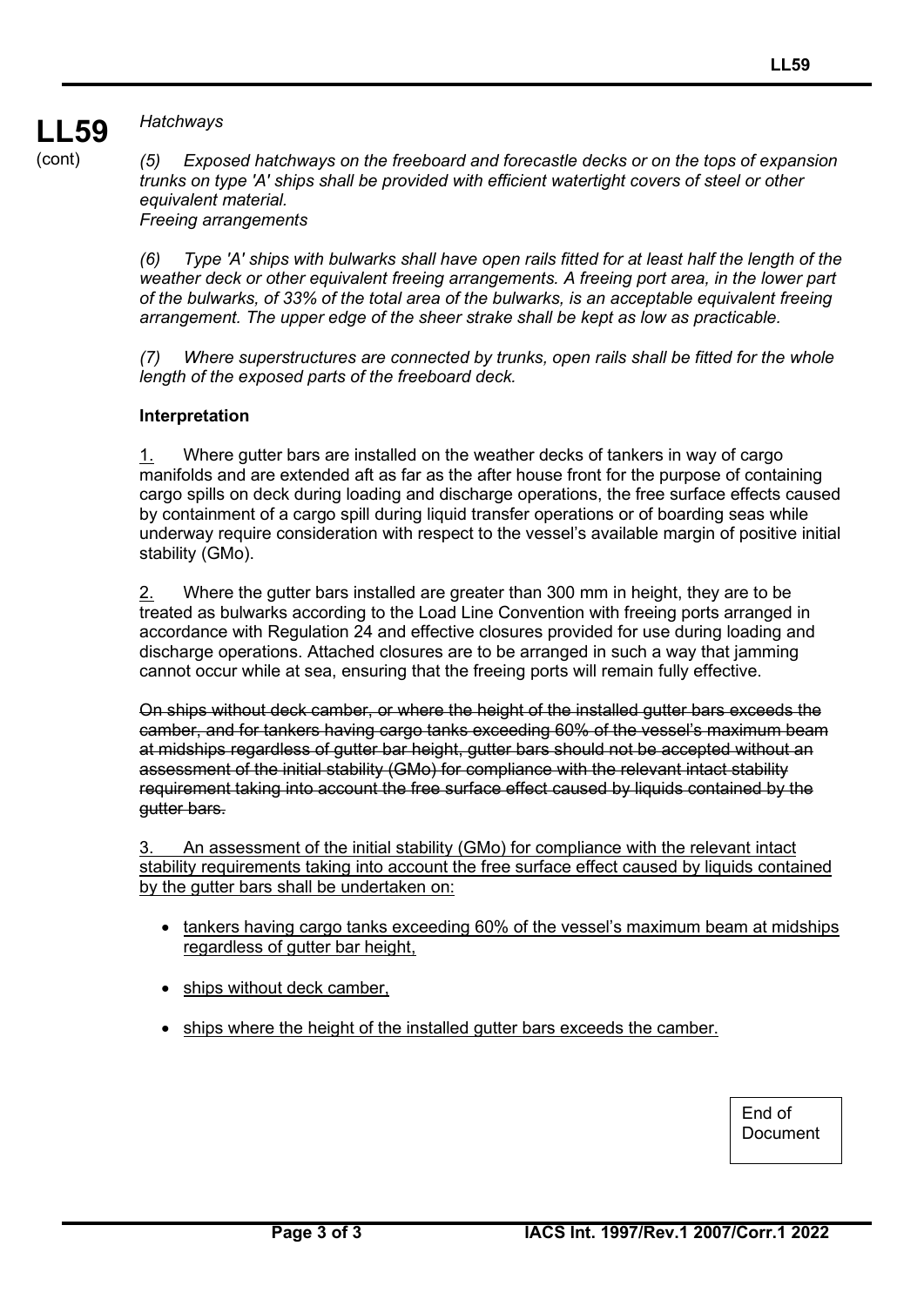**LL59** (cont)

*Hatchways*

*(5) Exposed hatchways on the freeboard and forecastle decks or on the tops of expansion trunks on type 'A' ships shall be provided with efficient watertight covers of steel or other equivalent material.*

*Freeing arrangements*

*(6) Type 'A' ships with bulwarks shall have open rails fitted for at least half the length of the weather deck or other equivalent freeing arrangements. A freeing port area, in the lower part of the bulwarks, of 33% of the total area of the bulwarks, is an acceptable equivalent freeing arrangement. The upper edge of the sheer strake shall be kept as low as practicable.*

*(7) Where superstructures are connected by trunks, open rails shall be fitted for the whole length of the exposed parts of the freeboard deck.*

**Interpretation**

<u>1.</u> Where gutter bars are installed on the weather decks of tankers in way of cargo manifolds and are extended aft as far as the after house front for the purpose of containing cargo spills on deck during loading and discharge operations, the free surface effects caused by containment of a cargo spill during liquid transfer operations or of boarding seas while underway require consideration with respect to the vessel's available margin of positive initial stability (GMo).

<u>2.</u> Where the gutter bars installed are greater than 300 mm in height, they are to be treated as bulwarks according to the Load Line Convention with freeing ports arranged in accordance with Regulation 24 and effective closures provided for use during loading and discharge operations. Attached closures are to be arranged in such a way that jamming cannot occur while at sea, ensuring that the freeing ports will remain fully effective.

~~On ships without deck camber, or where the height of the installed gutter bars exceeds the camber, and for tankers having cargo tanks exceeding 60% of the vessel's maximum beam at midships regardless of gutter bar height, gutter bars should not be accepted without an assessment of the initial stability (GMo) for compliance with the relevant intact stability requirement taking into account the free surface effect caused by liquids contained by the gutter bars.~~

<u>3. An assessment of the initial stability (GMo) for compliance with the relevant intact stability requirements taking into account the free surface effect caused by liquids contained by the gutter bars shall be undertaken on:</u>

- <u>tankers having cargo tanks exceeding 60% of the vessel's maximum beam at midships regardless of gutter bar height,</u>
- <u>ships without deck camber,</u>
- <u>ships where the height of the installed gutter bars exceeds the camber.</u>

End of Document